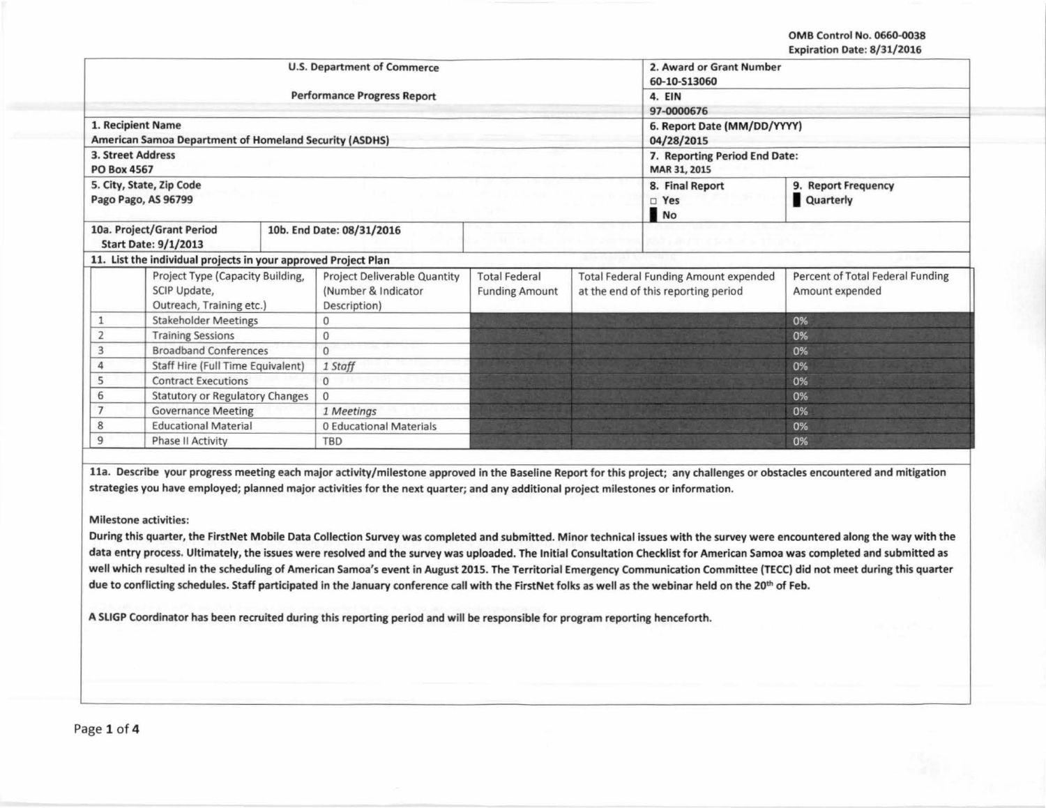OMB Control No. 0660-0038
Expiration Date: 8/31/2016

| U.S. Department of Commerce | 2. Award or Grant Number |
|---|---|
| Performance Progress Report | 60-10-S13060 |
| | 4. EIN<br>97-0000676 |
| 1. Recipient Name<br>American Samoa Department of Homeland Security (ASDHS) | 6. Report Date (MM/DD/YYYY)<br>04/28/2015 |
| 3. Street Address<br>PO Box 4567 | 7. Reporting Period End Date:<br>MAR 31, 2015 |
| 5. City, State, Zip Code<br>Pago Pago, AS 96799 | 8. Final Report: ☐ Yes ■ No<br>9. Report Frequency: ■ Quarterly |
| 10a. Project/Grant Period Start Date: 9/1/2013<br>10b. End Date: 08/31/2016 | |

**11. List the individual projects in your approved Project Plan**

| | Project Type (Capacity Building, SCIP Update, Outreach, Training etc.) | Project Deliverable Quantity (Number & Indicator Description) | Total Federal Funding Amount | Total Federal Funding Amount expended at the end of this reporting period | Percent of Total Federal Funding Amount expended |
|---|---|---|---|---|---|
| 1 | Stakeholder Meetings | 0 | | | 0% |
| 2 | Training Sessions | 0 | | | 0% |
| 3 | Broadband Conferences | 0 | | | 0% |
| 4 | Staff Hire (Full Time Equivalent) | *1 Staff* | | | 0% |
| 5 | Contract Executions | 0 | | | 0% |
| 6 | Statutory or Regulatory Changes | 0 | | | 0% |
| 7 | Governance Meeting | *1 Meetings* | | | 0% |
| 8 | Educational Material | 0 Educational Materials | | | 0% |
| 9 | Phase II Activity | TBD | | | 0% |

**11a. Describe your progress meeting each major activity/milestone approved in the Baseline Report for this project; any challenges or obstacles encountered and mitigation strategies you have employed; planned major activities for the next quarter; and any additional project milestones or information.**

**Milestone activities:**

**During this quarter, the FirstNet Mobile Data Collection Survey was completed and submitted. Minor technical issues with the survey were encountered along the way with the data entry process. Ultimately, the issues were resolved and the survey was uploaded. The Initial Consultation Checklist for American Samoa was completed and submitted as well which resulted in the scheduling of American Samoa's event in August 2015. The Territorial Emergency Communication Committee (TECC) did not meet during this quarter due to conflicting schedules. Staff participated in the January conference call with the FirstNet folks as well as the webinar held on the 20th of Feb.**

**A SLIGP Coordinator has been recruited during this reporting period and will be responsible for program reporting henceforth.**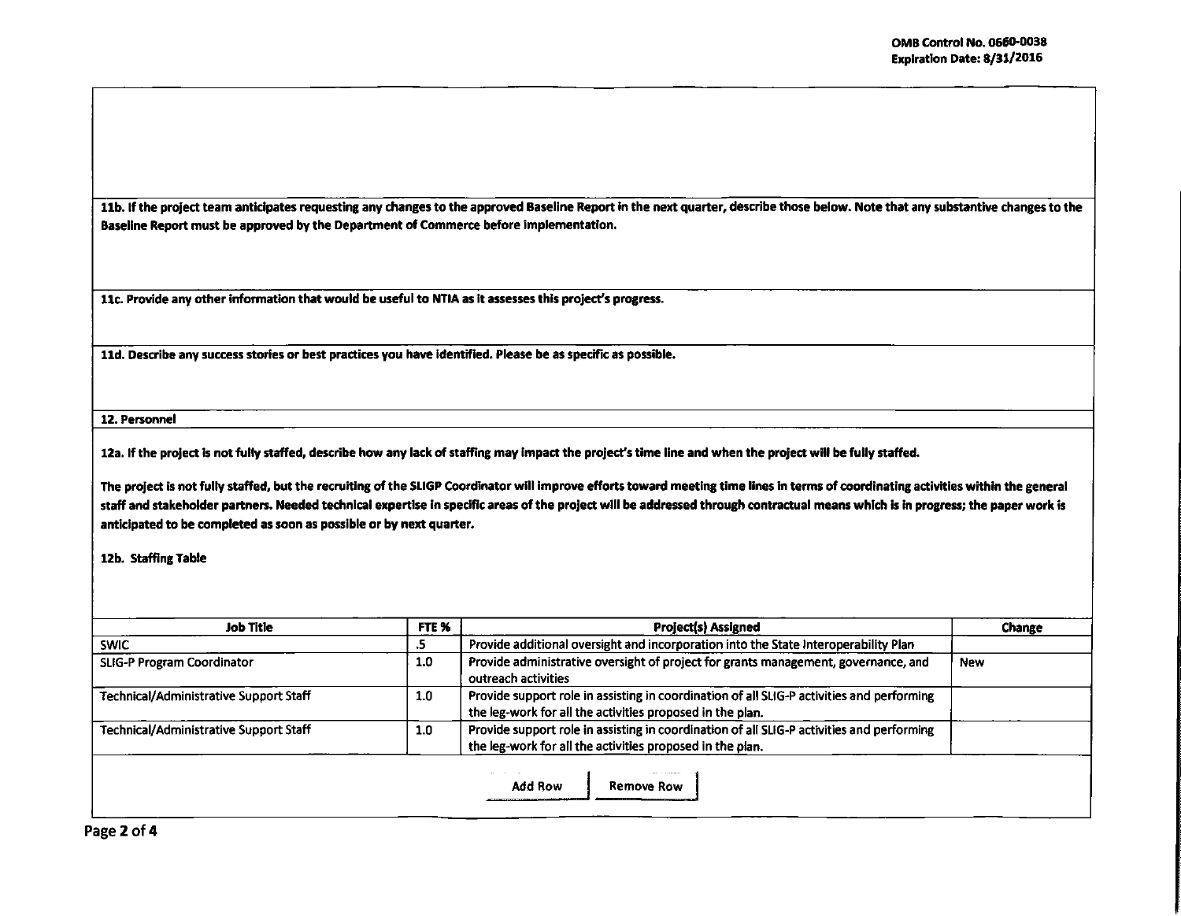**11b. If the project team anticipates requesting any changes to the approved Baseline Report in the next quarter, describe those below. Note that any substantive changes to the Baseline Report must be approved by the Department of Commerce before implementation.**

**11c. Provide any other information that would be useful to NTIA as it assesses this project's progress.**

**11d. Describe any success stories or best practices you have identified. Please be as specific as possible.**

## 12. Personnel

**12a. If the project is not fully staffed, describe how any lack of staffing may impact the project's time line and when the project will be fully staffed.**

The project is not fully staffed, but the recruiting of the SLIGP Coordinator will improve efforts toward meeting time lines in terms of coordinating activities within the general staff and stakeholder partners. Needed technical expertise in specific areas of the project will be addressed through contractual means which is in progress; the paper work is anticipated to be completed as soon as possible or by next quarter.

**12b. Staffing Table**

| Job Title | FTE % | Project(s) Assigned | Change |
|---|---|---|---|
| SWIC | .5 | Provide additional oversight and incorporation into the State Interoperability Plan | |
| SLIG-P Program Coordinator | 1.0 | Provide administrative oversight of project for grants management, governance, and outreach activities | New |
| Technical/Administrative Support Staff | 1.0 | Provide support role in assisting in coordination of all SLIG-P activities and performing the leg-work for all the activities proposed in the plan. | |
| Technical/Administrative Support Staff | 1.0 | Provide support role in assisting in coordination of all SLIG-P activities and performing the leg-work for all the activities proposed in the plan. | |

Add Row | Remove Row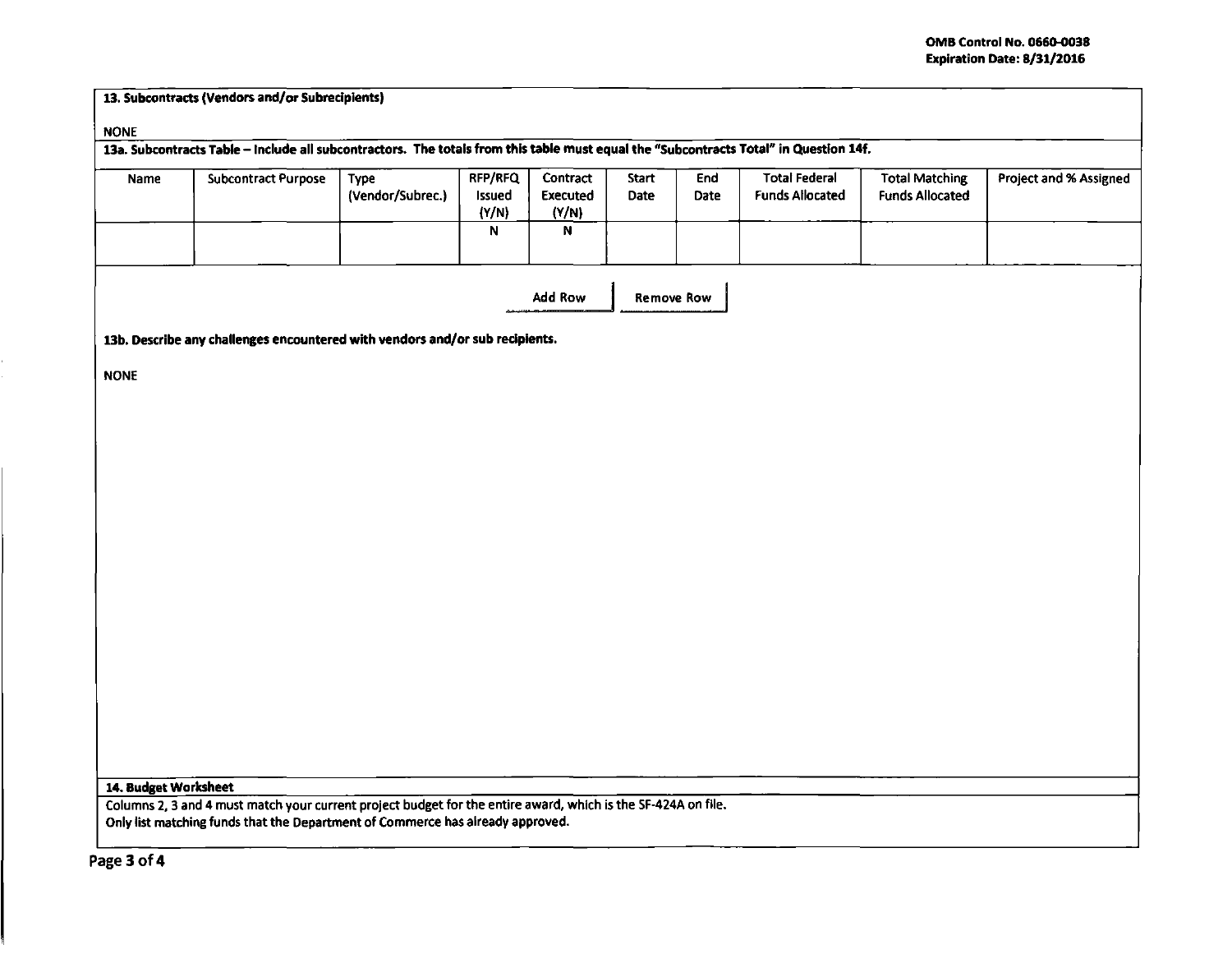**13. Subcontracts (Vendors and/or Subrecipients)**

NONE

**13a. Subcontracts Table – Include all subcontractors. The totals from this table must equal the "Subcontracts Total" in Question 14f.**

| Name | Subcontract Purpose | Type (Vendor/Subrec.) | RFP/RFQ Issued (Y/N) | Contract Executed (Y/N) | Start Date | End Date | Total Federal Funds Allocated | Total Matching Funds Allocated | Project and % Assigned |
|---|---|---|---|---|---|---|---|---|---|
| | | | N | N | | | | | |

Add Row | Remove Row

**13b. Describe any challenges encountered with vendors and/or sub recipients.**

NONE

**14. Budget Worksheet**

Columns 2, 3 and 4 must match your current project budget for the entire award, which is the SF-424A on file.
Only list matching funds that the Department of Commerce has already approved.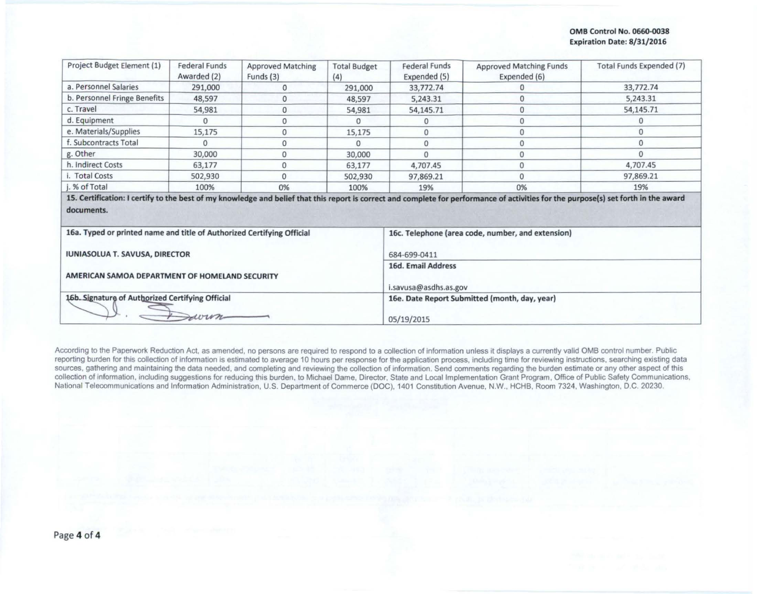OMB Control No. 0660-0038
Expiration Date: 8/31/2016

| Project Budget Element (1) | Federal Funds Awarded (2) | Approved Matching Funds (3) | Total Budget (4) | Federal Funds Expended (5) | Approved Matching Funds Expended (6) | Total Funds Expended (7) |
|---|---|---|---|---|---|---|
| a. Personnel Salaries | 291,000 | 0 | 291,000 | 33,772.74 | 0 | 33,772.74 |
| b. Personnel Fringe Benefits | 48,597 | 0 | 48,597 | 5,243.31 | 0 | 5,243.31 |
| c. Travel | 54,981 | 0 | 54,981 | 54,145.71 | 0 | 54,145.71 |
| d. Equipment | 0 | 0 | 0 | 0 | 0 | 0 |
| e. Materials/Supplies | 15,175 | 0 | 15,175 | 0 | 0 | 0 |
| f. Subcontracts Total | 0 | 0 | 0 | 0 | 0 | 0 |
| g. Other | 30,000 | 0 | 30,000 | 0 | 0 | 0 |
| h. Indirect Costs | 63,177 | 0 | 63,177 | 4,707.45 | 0 | 4,707.45 |
| i. Total Costs | 502,930 | 0 | 502,930 | 97,869.21 | 0 | 97,869.21 |
| j. % of Total | 100% | 0% | 100% | 19% | 0% | 19% |

**15. Certification: I certify to the best of my knowledge and belief that this report is correct and complete for performance of activities for the purpose(s) set forth in the award documents.**

| | |
|---|---|
| **16a. Typed or printed name and title of Authorized Certifying Official**<br><br>**IUNIASOLUA T. SAVUSA, DIRECTOR**<br><br>**AMERICAN SAMOA DEPARTMENT OF HOMELAND SECURITY** | **16c. Telephone (area code, number, and extension)**<br><br>684-699-0411<br><br>**16d. Email Address**<br><br>i.savusa@asdhs.as.gov |
| **16b. Signature of Authorized Certifying Official** | **16e. Date Report Submitted (month, day, year)**<br><br>05/19/2015 |

According to the Paperwork Reduction Act, as amended, no persons are required to respond to a collection of information unless it displays a currently valid OMB control number. Public reporting burden for this collection of information is estimated to average 10 hours per response for the application process, including time for reviewing instructions, searching existing data sources, gathering and maintaining the data needed, and completing and reviewing the collection of information. Send comments regarding the burden estimate or any other aspect of this collection of information, including suggestions for reducing this burden, to Michael Dame, Director, State and Local Implementation Grant Program, Office of Public Safety Communications, National Telecommunications and Information Administration, U.S. Department of Commerce (DOC), 1401 Constitution Avenue, N.W., HCHB, Room 7324, Washington, D.C. 20230.